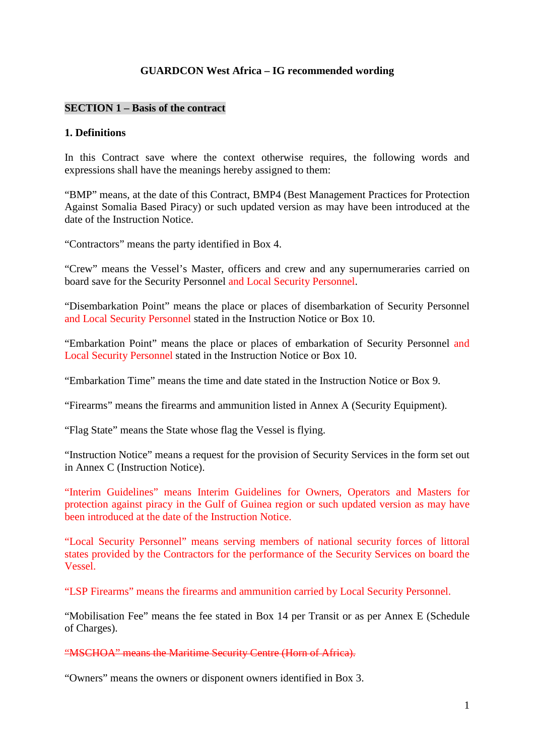**GUARDCON West Africa – IG recommended wording**

## SECTION 1 – Basis of the contract

### 1. Definitions

In this Contract save where the context otherwise requires, the following words and expressions shall have the meanings hereby assigned to them:

"BMP" means, at the date of this Contract, BMP4 (Best Management Practices for Protection Against Somalia Based Piracy) or such updated version as may have been introduced at the date of the Instruction Notice.

"Contractors" means the party identified in Box 4.

"Crew" means the Vessel's Master, officers and crew and any supernumeraries carried on board save for the Security Personnel and Local Security Personnel.

"Disembarkation Point" means the place or places of disembarkation of Security Personnel and Local Security Personnel stated in the Instruction Notice or Box 10.

"Embarkation Point" means the place or places of embarkation of Security Personnel and Local Security Personnel stated in the Instruction Notice or Box 10.

"Embarkation Time" means the time and date stated in the Instruction Notice or Box 9.

"Firearms" means the firearms and ammunition listed in Annex A (Security Equipment).

"Flag State" means the State whose flag the Vessel is flying.

"Instruction Notice" means a request for the provision of Security Services in the form set out in Annex C (Instruction Notice).

"Interim Guidelines" means Interim Guidelines for Owners, Operators and Masters for protection against piracy in the Gulf of Guinea region or such updated version as may have been introduced at the date of the Instruction Notice.

"Local Security Personnel" means serving members of national security forces of littoral states provided by the Contractors for the performance of the Security Services on board the Vessel.

"LSP Firearms" means the firearms and ammunition carried by Local Security Personnel.

"Mobilisation Fee" means the fee stated in Box 14 per Transit or as per Annex E (Schedule of Charges).

~~"MSCHOA" means the Maritime Security Centre (Horn of Africa).~~

"Owners" means the owners or disponent owners identified in Box 3.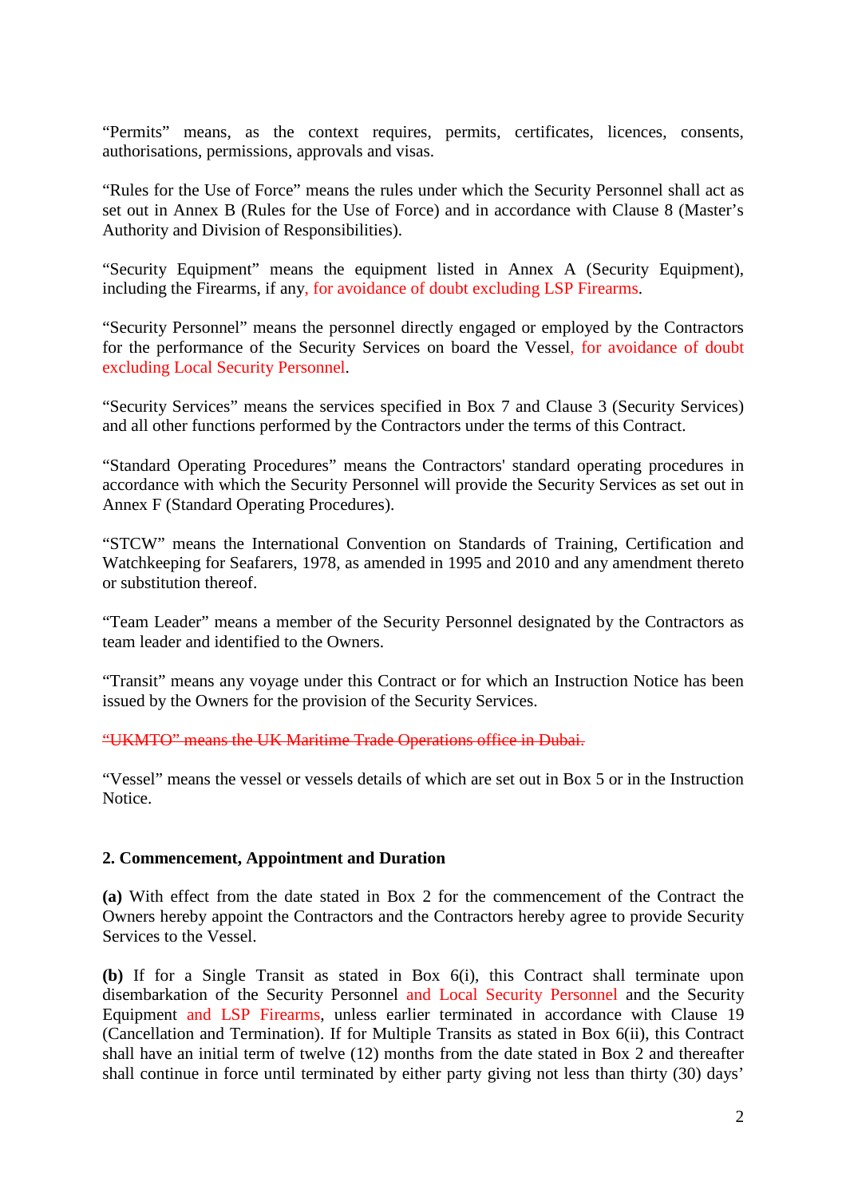"Permits" means, as the context requires, permits, certificates, licences, consents, authorisations, permissions, approvals and visas.

"Rules for the Use of Force" means the rules under which the Security Personnel shall act as set out in Annex B (Rules for the Use of Force) and in accordance with Clause 8 (Master's Authority and Division of Responsibilities).

"Security Equipment" means the equipment listed in Annex A (Security Equipment), including the Firearms, if any, for avoidance of doubt excluding LSP Firearms.

"Security Personnel" means the personnel directly engaged or employed by the Contractors for the performance of the Security Services on board the Vessel, for avoidance of doubt excluding Local Security Personnel.

"Security Services" means the services specified in Box 7 and Clause 3 (Security Services) and all other functions performed by the Contractors under the terms of this Contract.

"Standard Operating Procedures" means the Contractors' standard operating procedures in accordance with which the Security Personnel will provide the Security Services as set out in Annex F (Standard Operating Procedures).

"STCW" means the International Convention on Standards of Training, Certification and Watchkeeping for Seafarers, 1978, as amended in 1995 and 2010 and any amendment thereto or substitution thereof.

"Team Leader" means a member of the Security Personnel designated by the Contractors as team leader and identified to the Owners.

"Transit" means any voyage under this Contract or for which an Instruction Notice has been issued by the Owners for the provision of the Security Services.

~~"UKMTO" means the UK Maritime Trade Operations office in Dubai.~~

"Vessel" means the vessel or vessels details of which are set out in Box 5 or in the Instruction Notice.

## 2. Commencement, Appointment and Duration

**(a)** With effect from the date stated in Box 2 for the commencement of the Contract the Owners hereby appoint the Contractors and the Contractors hereby agree to provide Security Services to the Vessel.

**(b)** If for a Single Transit as stated in Box 6(i), this Contract shall terminate upon disembarkation of the Security Personnel and Local Security Personnel and the Security Equipment and LSP Firearms, unless earlier terminated in accordance with Clause 19 (Cancellation and Termination). If for Multiple Transits as stated in Box 6(ii), this Contract shall have an initial term of twelve (12) months from the date stated in Box 2 and thereafter shall continue in force until terminated by either party giving not less than thirty (30) days'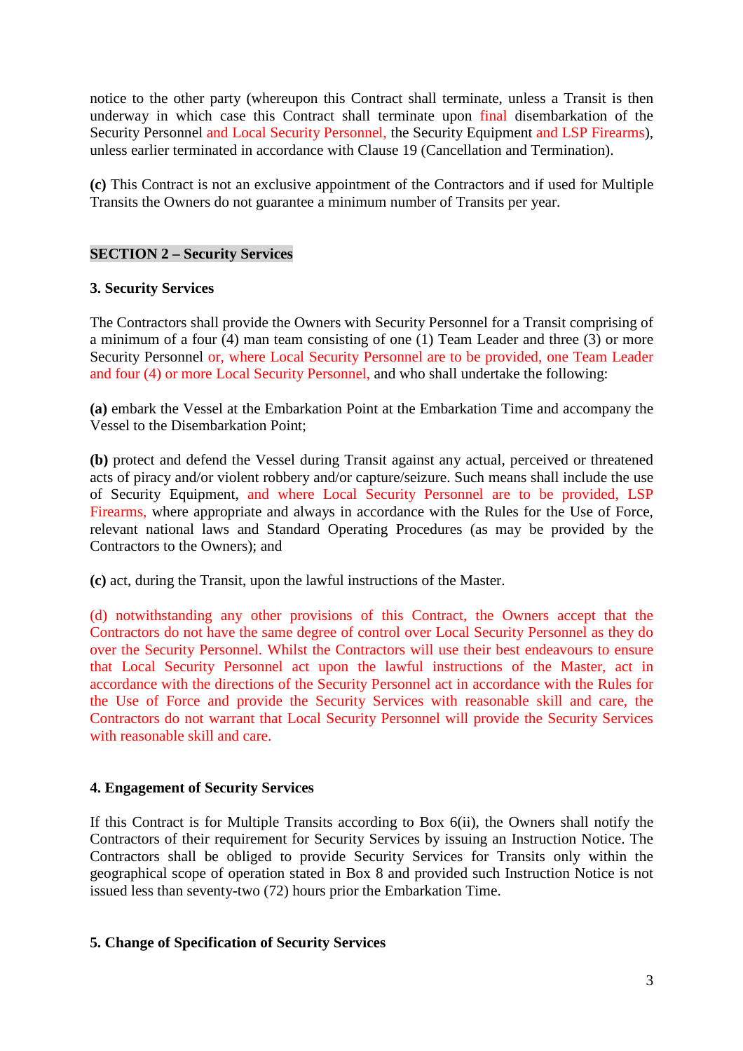notice to the other party (whereupon this Contract shall terminate, unless a Transit is then underway in which case this Contract shall terminate upon final disembarkation of the Security Personnel and Local Security Personnel, the Security Equipment and LSP Firearms), unless earlier terminated in accordance with Clause 19 (Cancellation and Termination).

**(c)** This Contract is not an exclusive appointment of the Contractors and if used for Multiple Transits the Owners do not guarantee a minimum number of Transits per year.

## SECTION 2 – Security Services

### 3. Security Services

The Contractors shall provide the Owners with Security Personnel for a Transit comprising of a minimum of a four (4) man team consisting of one (1) Team Leader and three (3) or more Security Personnel or, where Local Security Personnel are to be provided, one Team Leader and four (4) or more Local Security Personnel, and who shall undertake the following:

**(a)** embark the Vessel at the Embarkation Point at the Embarkation Time and accompany the Vessel to the Disembarkation Point;

**(b)** protect and defend the Vessel during Transit against any actual, perceived or threatened acts of piracy and/or violent robbery and/or capture/seizure. Such means shall include the use of Security Equipment, and where Local Security Personnel are to be provided, LSP Firearms, where appropriate and always in accordance with the Rules for the Use of Force, relevant national laws and Standard Operating Procedures (as may be provided by the Contractors to the Owners); and

**(c)** act, during the Transit, upon the lawful instructions of the Master.

(d) notwithstanding any other provisions of this Contract, the Owners accept that the Contractors do not have the same degree of control over Local Security Personnel as they do over the Security Personnel. Whilst the Contractors will use their best endeavours to ensure that Local Security Personnel act upon the lawful instructions of the Master, act in accordance with the directions of the Security Personnel act in accordance with the Rules for the Use of Force and provide the Security Services with reasonable skill and care, the Contractors do not warrant that Local Security Personnel will provide the Security Services with reasonable skill and care.

### 4. Engagement of Security Services

If this Contract is for Multiple Transits according to Box 6(ii), the Owners shall notify the Contractors of their requirement for Security Services by issuing an Instruction Notice. The Contractors shall be obliged to provide Security Services for Transits only within the geographical scope of operation stated in Box 8 and provided such Instruction Notice is not issued less than seventy-two (72) hours prior the Embarkation Time.

### 5. Change of Specification of Security Services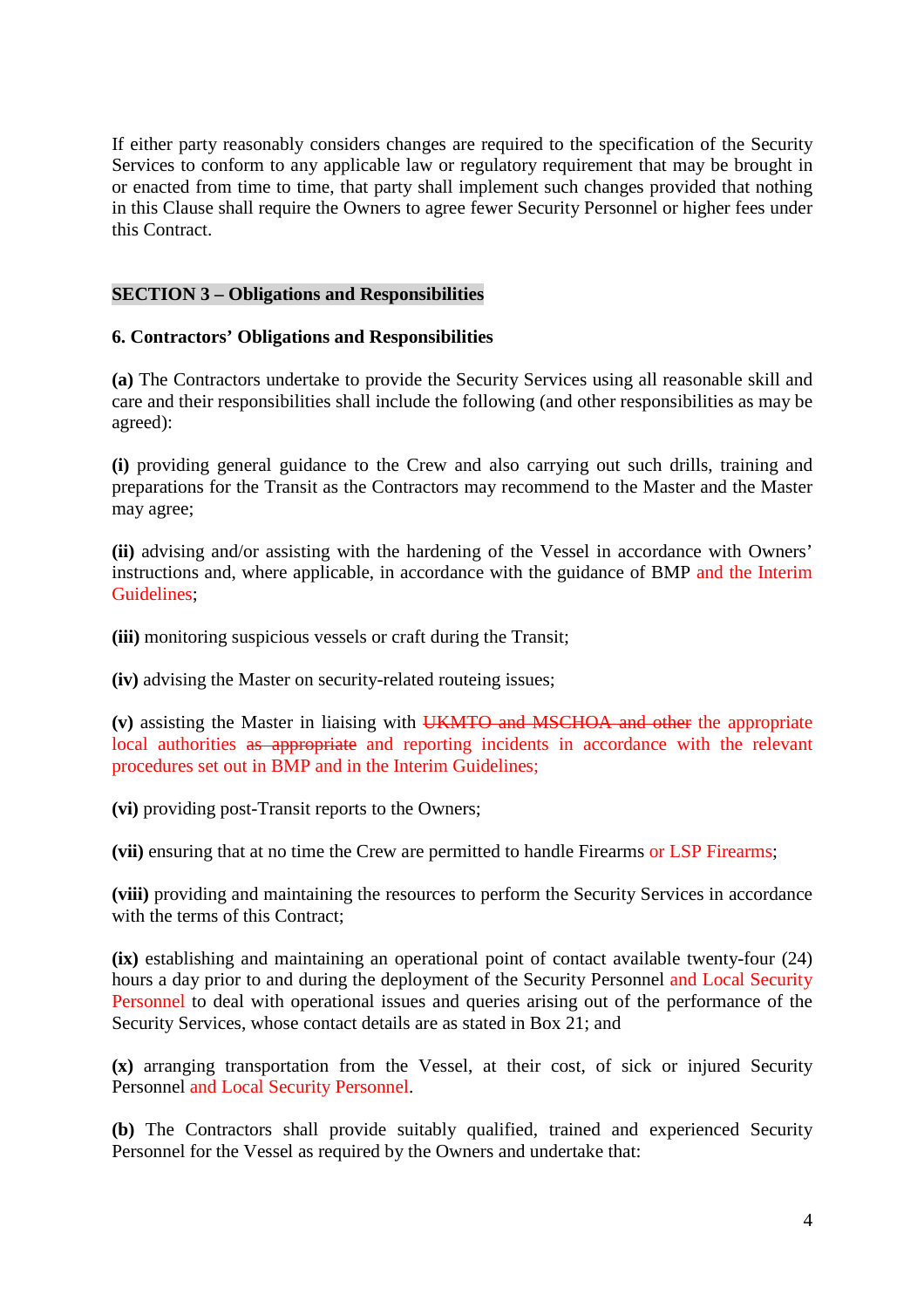If either party reasonably considers changes are required to the specification of the Security Services to conform to any applicable law or regulatory requirement that may be brought in or enacted from time to time, that party shall implement such changes provided that nothing in this Clause shall require the Owners to agree fewer Security Personnel or higher fees under this Contract.

## SECTION 3 – Obligations and Responsibilities

### 6. Contractors' Obligations and Responsibilities

**(a)** The Contractors undertake to provide the Security Services using all reasonable skill and care and their responsibilities shall include the following (and other responsibilities as may be agreed):

**(i)** providing general guidance to the Crew and also carrying out such drills, training and preparations for the Transit as the Contractors may recommend to the Master and the Master may agree;

**(ii)** advising and/or assisting with the hardening of the Vessel in accordance with Owners' instructions and, where applicable, in accordance with the guidance of BMP and the Interim Guidelines;

**(iii)** monitoring suspicious vessels or craft during the Transit;

**(iv)** advising the Master on security-related routeing issues;

**(v)** assisting the Master in liaising with ~~UKMTO and MSCHOA and other~~ the appropriate local authorities ~~as appropriate~~ and reporting incidents in accordance with the relevant procedures set out in BMP and in the Interim Guidelines;

**(vi)** providing post-Transit reports to the Owners;

**(vii)** ensuring that at no time the Crew are permitted to handle Firearms or LSP Firearms;

**(viii)** providing and maintaining the resources to perform the Security Services in accordance with the terms of this Contract;

**(ix)** establishing and maintaining an operational point of contact available twenty-four (24) hours a day prior to and during the deployment of the Security Personnel and Local Security Personnel to deal with operational issues and queries arising out of the performance of the Security Services, whose contact details are as stated in Box 21; and

**(x)** arranging transportation from the Vessel, at their cost, of sick or injured Security Personnel and Local Security Personnel.

**(b)** The Contractors shall provide suitably qualified, trained and experienced Security Personnel for the Vessel as required by the Owners and undertake that: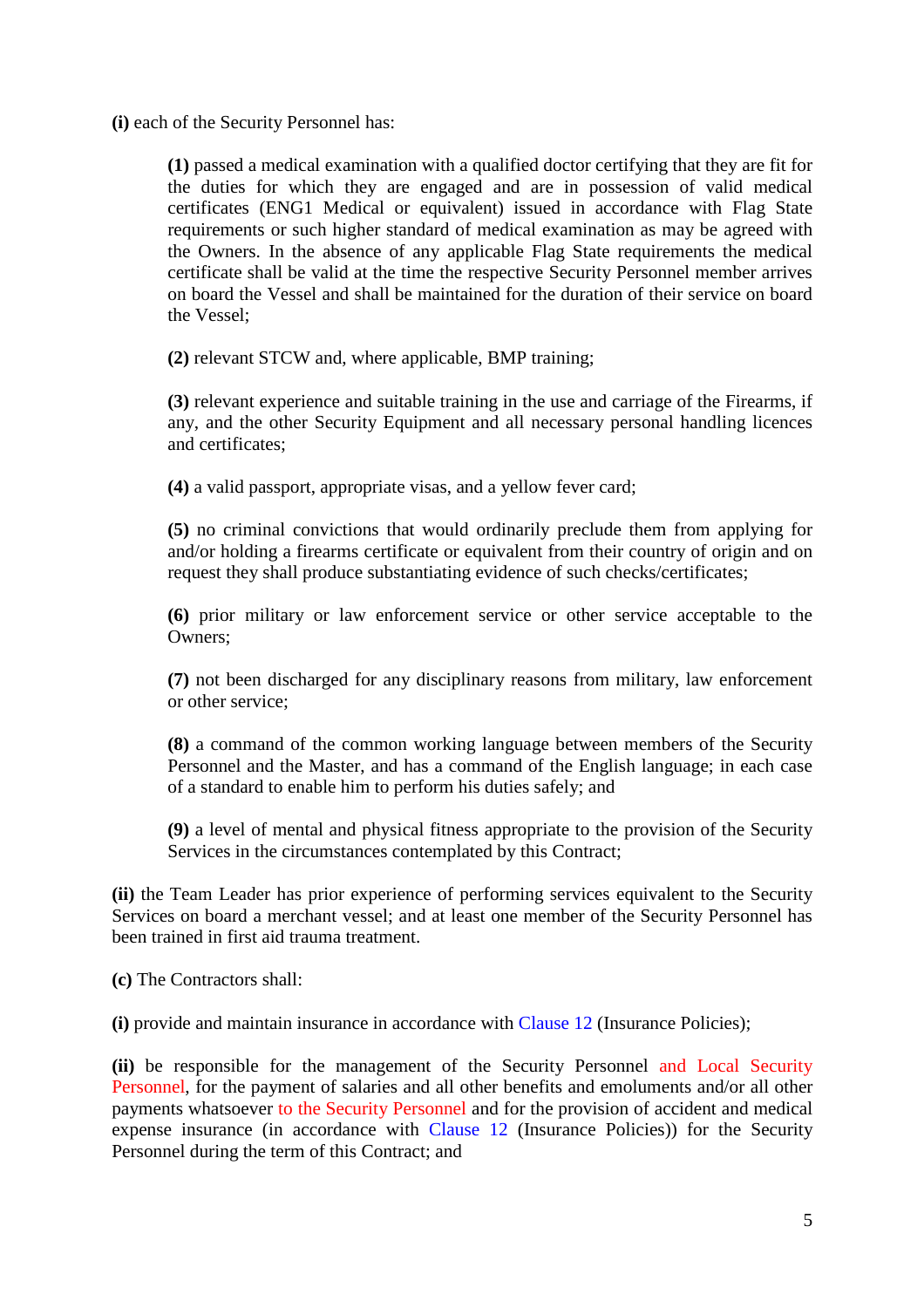**(i)** each of the Security Personnel has:

> **(1)** passed a medical examination with a qualified doctor certifying that they are fit for the duties for which they are engaged and are in possession of valid medical certificates (ENG1 Medical or equivalent) issued in accordance with Flag State requirements or such higher standard of medical examination as may be agreed with the Owners. In the absence of any applicable Flag State requirements the medical certificate shall be valid at the time the respective Security Personnel member arrives on board the Vessel and shall be maintained for the duration of their service on board the Vessel;
>
> **(2)** relevant STCW and, where applicable, BMP training;
>
> **(3)** relevant experience and suitable training in the use and carriage of the Firearms, if any, and the other Security Equipment and all necessary personal handling licences and certificates;
>
> **(4)** a valid passport, appropriate visas, and a yellow fever card;
>
> **(5)** no criminal convictions that would ordinarily preclude them from applying for and/or holding a firearms certificate or equivalent from their country of origin and on request they shall produce substantiating evidence of such checks/certificates;
>
> **(6)** prior military or law enforcement service or other service acceptable to the Owners;
>
> **(7)** not been discharged for any disciplinary reasons from military, law enforcement or other service;
>
> **(8)** a command of the common working language between members of the Security Personnel and the Master, and has a command of the English language; in each case of a standard to enable him to perform his duties safely; and
>
> **(9)** a level of mental and physical fitness appropriate to the provision of the Security Services in the circumstances contemplated by this Contract;

**(ii)** the Team Leader has prior experience of performing services equivalent to the Security Services on board a merchant vessel; and at least one member of the Security Personnel has been trained in first aid trauma treatment.

**(c)** The Contractors shall:

**(i)** provide and maintain insurance in accordance with Clause 12 (Insurance Policies);

**(ii)** be responsible for the management of the Security Personnel and Local Security Personnel, for the payment of salaries and all other benefits and emoluments and/or all other payments whatsoever to the Security Personnel and for the provision of accident and medical expense insurance (in accordance with Clause 12 (Insurance Policies)) for the Security Personnel during the term of this Contract; and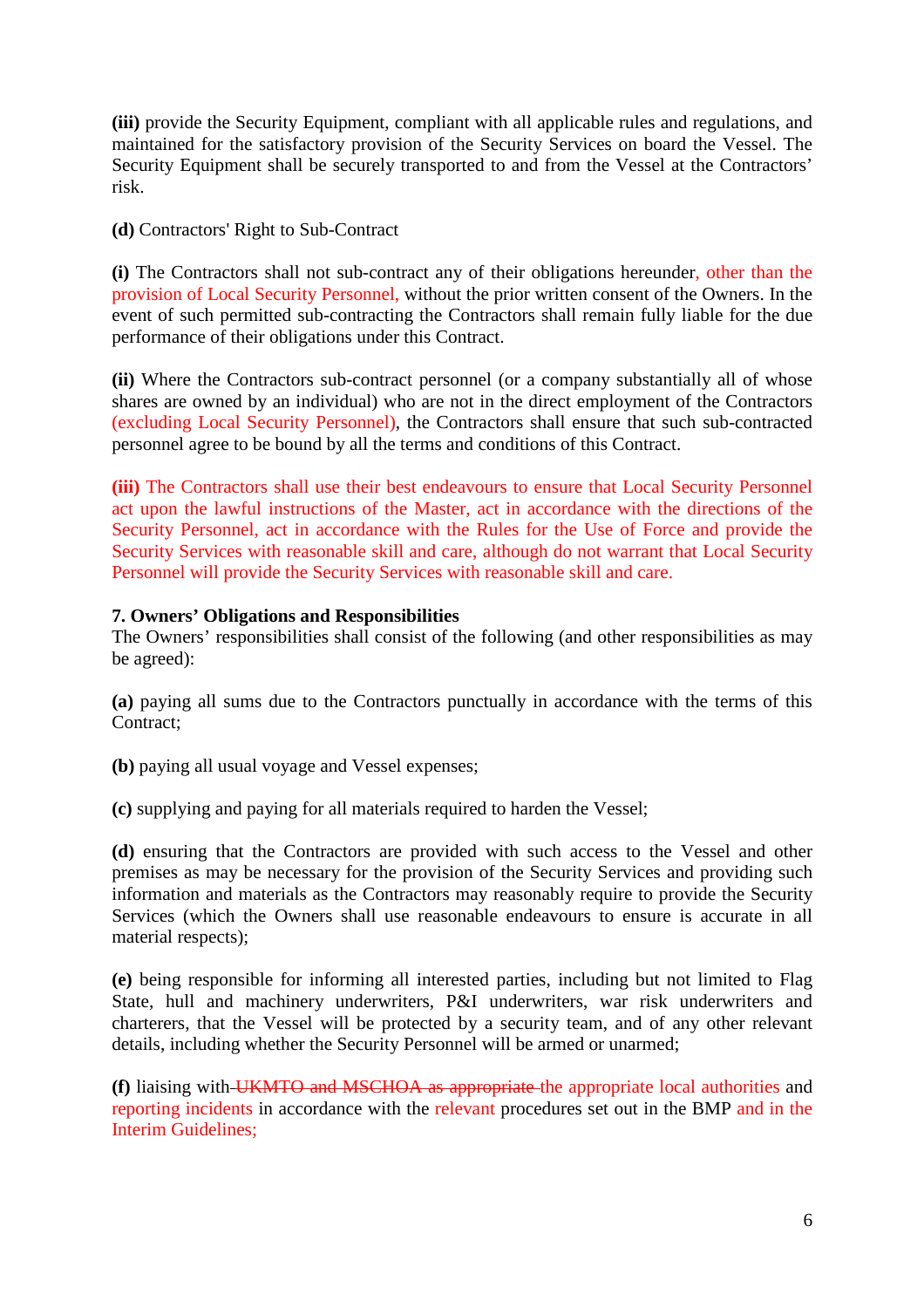**(iii)** provide the Security Equipment, compliant with all applicable rules and regulations, and maintained for the satisfactory provision of the Security Services on board the Vessel. The Security Equipment shall be securely transported to and from the Vessel at the Contractors' risk.

**(d)** Contractors' Right to Sub-Contract

**(i)** The Contractors shall not sub-contract any of their obligations hereunder, other than the provision of Local Security Personnel, without the prior written consent of the Owners. In the event of such permitted sub-contracting the Contractors shall remain fully liable for the due performance of their obligations under this Contract.

**(ii)** Where the Contractors sub-contract personnel (or a company substantially all of whose shares are owned by an individual) who are not in the direct employment of the Contractors (excluding Local Security Personnel), the Contractors shall ensure that such sub-contracted personnel agree to be bound by all the terms and conditions of this Contract.

**(iii)** The Contractors shall use their best endeavours to ensure that Local Security Personnel act upon the lawful instructions of the Master, act in accordance with the directions of the Security Personnel, act in accordance with the Rules for the Use of Force and provide the Security Services with reasonable skill and care, although do not warrant that Local Security Personnel will provide the Security Services with reasonable skill and care.

**7. Owners' Obligations and Responsibilities**

The Owners' responsibilities shall consist of the following (and other responsibilities as may be agreed):

**(a)** paying all sums due to the Contractors punctually in accordance with the terms of this Contract;

**(b)** paying all usual voyage and Vessel expenses;

**(c)** supplying and paying for all materials required to harden the Vessel;

**(d)** ensuring that the Contractors are provided with such access to the Vessel and other premises as may be necessary for the provision of the Security Services and providing such information and materials as the Contractors may reasonably require to provide the Security Services (which the Owners shall use reasonable endeavours to ensure is accurate in all material respects);

**(e)** being responsible for informing all interested parties, including but not limited to Flag State, hull and machinery underwriters, P&I underwriters, war risk underwriters and charterers, that the Vessel will be protected by a security team, and of any other relevant details, including whether the Security Personnel will be armed or unarmed;

**(f)** liaising with ~~UKMTO and MSCHOA as appropriate~~ the appropriate local authorities and reporting incidents in accordance with the relevant procedures set out in the BMP and in the Interim Guidelines;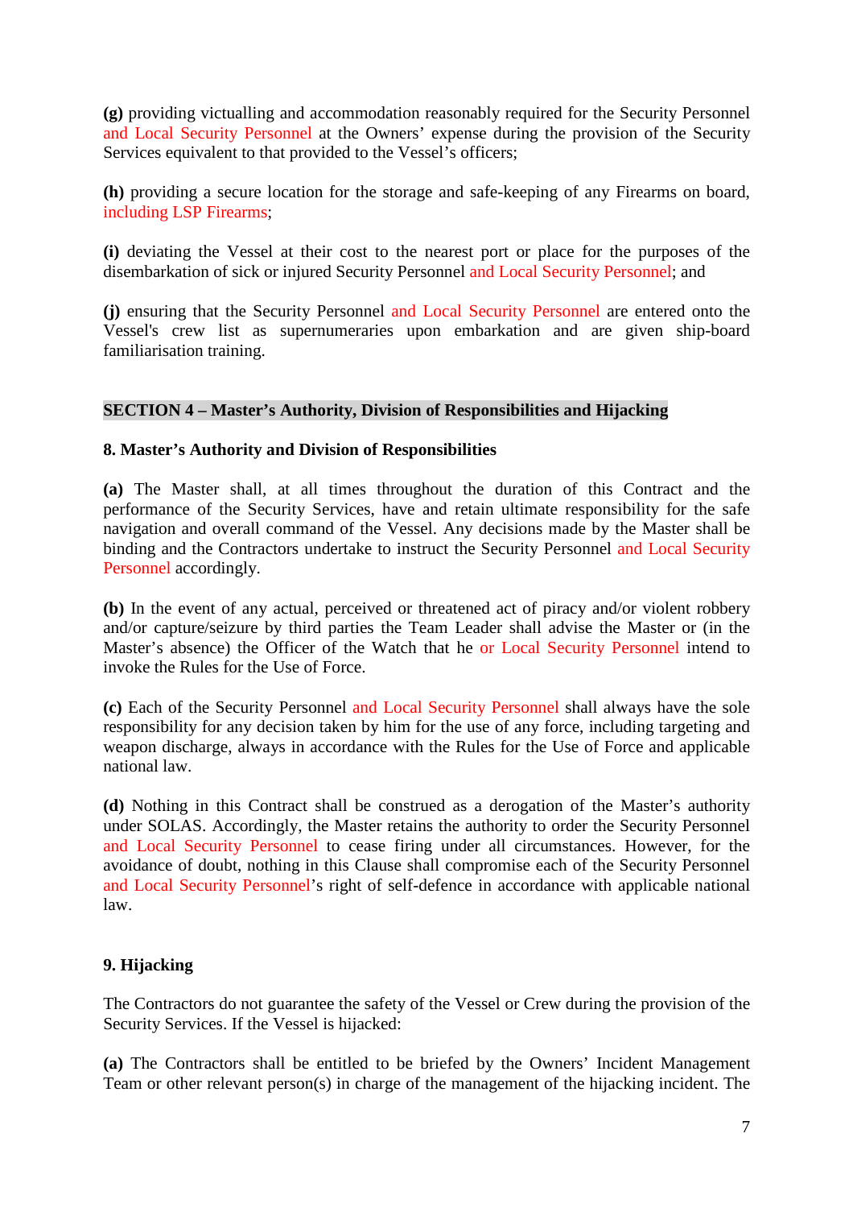**(g)** providing victualling and accommodation reasonably required for the Security Personnel and Local Security Personnel at the Owners' expense during the provision of the Security Services equivalent to that provided to the Vessel's officers;

**(h)** providing a secure location for the storage and safe-keeping of any Firearms on board, including LSP Firearms;

**(i)** deviating the Vessel at their cost to the nearest port or place for the purposes of the disembarkation of sick or injured Security Personnel and Local Security Personnel; and

**(j)** ensuring that the Security Personnel and Local Security Personnel are entered onto the Vessel's crew list as supernumeraries upon embarkation and are given ship-board familiarisation training.

## SECTION 4 – Master's Authority, Division of Responsibilities and Hijacking

### 8. Master's Authority and Division of Responsibilities

**(a)** The Master shall, at all times throughout the duration of this Contract and the performance of the Security Services, have and retain ultimate responsibility for the safe navigation and overall command of the Vessel. Any decisions made by the Master shall be binding and the Contractors undertake to instruct the Security Personnel and Local Security Personnel accordingly.

**(b)** In the event of any actual, perceived or threatened act of piracy and/or violent robbery and/or capture/seizure by third parties the Team Leader shall advise the Master or (in the Master's absence) the Officer of the Watch that he or Local Security Personnel intend to invoke the Rules for the Use of Force.

**(c)** Each of the Security Personnel and Local Security Personnel shall always have the sole responsibility for any decision taken by him for the use of any force, including targeting and weapon discharge, always in accordance with the Rules for the Use of Force and applicable national law.

**(d)** Nothing in this Contract shall be construed as a derogation of the Master's authority under SOLAS. Accordingly, the Master retains the authority to order the Security Personnel and Local Security Personnel to cease firing under all circumstances. However, for the avoidance of doubt, nothing in this Clause shall compromise each of the Security Personnel and Local Security Personnel's right of self-defence in accordance with applicable national law.

### 9. Hijacking

The Contractors do not guarantee the safety of the Vessel or Crew during the provision of the Security Services. If the Vessel is hijacked:

**(a)** The Contractors shall be entitled to be briefed by the Owners' Incident Management Team or other relevant person(s) in charge of the management of the hijacking incident. The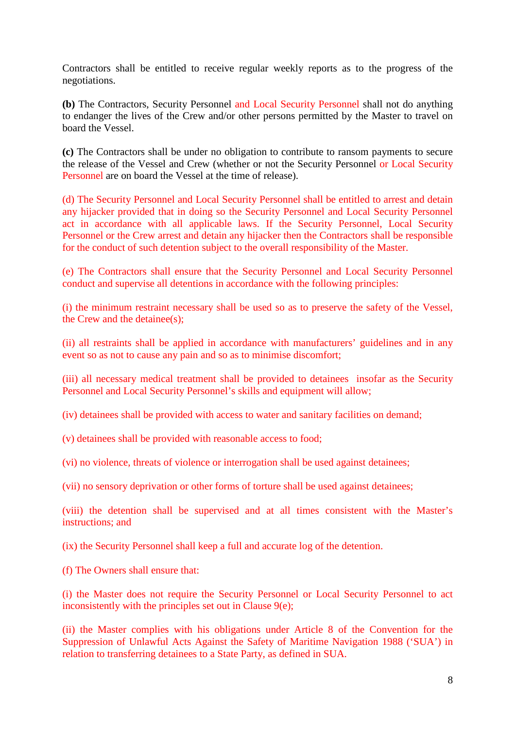Contractors shall be entitled to receive regular weekly reports as to the progress of the negotiations.

**(b)** The Contractors, Security Personnel and Local Security Personnel shall not do anything to endanger the lives of the Crew and/or other persons permitted by the Master to travel on board the Vessel.

**(c)** The Contractors shall be under no obligation to contribute to ransom payments to secure the release of the Vessel and Crew (whether or not the Security Personnel or Local Security Personnel are on board the Vessel at the time of release).

(d) The Security Personnel and Local Security Personnel shall be entitled to arrest and detain any hijacker provided that in doing so the Security Personnel and Local Security Personnel act in accordance with all applicable laws. If the Security Personnel, Local Security Personnel or the Crew arrest and detain any hijacker then the Contractors shall be responsible for the conduct of such detention subject to the overall responsibility of the Master.

(e) The Contractors shall ensure that the Security Personnel and Local Security Personnel conduct and supervise all detentions in accordance with the following principles:

(i) the minimum restraint necessary shall be used so as to preserve the safety of the Vessel, the Crew and the detainee(s);

(ii) all restraints shall be applied in accordance with manufacturers' guidelines and in any event so as not to cause any pain and so as to minimise discomfort;

(iii) all necessary medical treatment shall be provided to detainees insofar as the Security Personnel and Local Security Personnel's skills and equipment will allow;

(iv) detainees shall be provided with access to water and sanitary facilities on demand;

(v) detainees shall be provided with reasonable access to food;

(vi) no violence, threats of violence or interrogation shall be used against detainees;

(vii) no sensory deprivation or other forms of torture shall be used against detainees;

(viii) the detention shall be supervised and at all times consistent with the Master's instructions; and

(ix) the Security Personnel shall keep a full and accurate log of the detention.

(f) The Owners shall ensure that:

(i) the Master does not require the Security Personnel or Local Security Personnel to act inconsistently with the principles set out in Clause 9(e);

(ii) the Master complies with his obligations under Article 8 of the Convention for the Suppression of Unlawful Acts Against the Safety of Maritime Navigation 1988 ('SUA') in relation to transferring detainees to a State Party, as defined in SUA.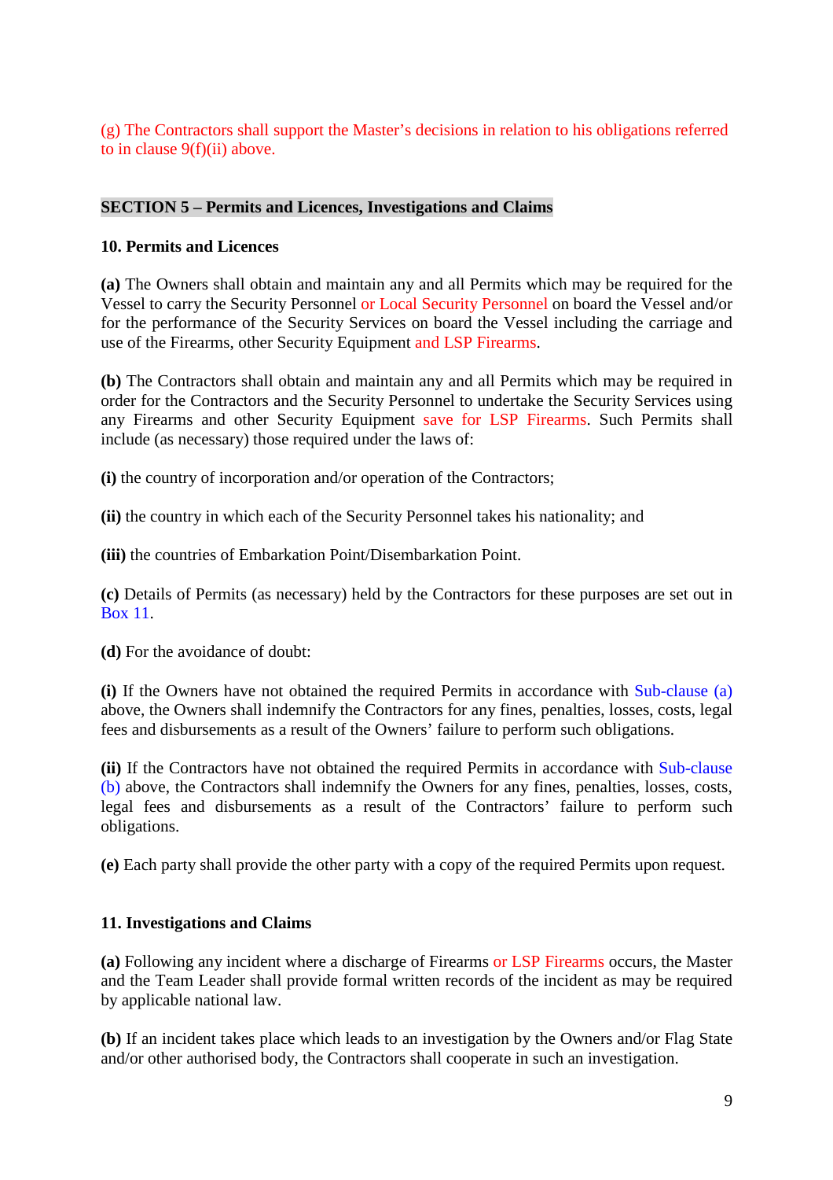(g) The Contractors shall support the Master's decisions in relation to his obligations referred to in clause 9(f)(ii) above.

## SECTION 5 – Permits and Licences, Investigations and Claims

### 10. Permits and Licences

**(a)** The Owners shall obtain and maintain any and all Permits which may be required for the Vessel to carry the Security Personnel or Local Security Personnel on board the Vessel and/or for the performance of the Security Services on board the Vessel including the carriage and use of the Firearms, other Security Equipment and LSP Firearms.

**(b)** The Contractors shall obtain and maintain any and all Permits which may be required in order for the Contractors and the Security Personnel to undertake the Security Services using any Firearms and other Security Equipment save for LSP Firearms. Such Permits shall include (as necessary) those required under the laws of:

**(i)** the country of incorporation and/or operation of the Contractors;

**(ii)** the country in which each of the Security Personnel takes his nationality; and

**(iii)** the countries of Embarkation Point/Disembarkation Point.

**(c)** Details of Permits (as necessary) held by the Contractors for these purposes are set out in Box 11.

**(d)** For the avoidance of doubt:

**(i)** If the Owners have not obtained the required Permits in accordance with Sub-clause (a) above, the Owners shall indemnify the Contractors for any fines, penalties, losses, costs, legal fees and disbursements as a result of the Owners' failure to perform such obligations.

**(ii)** If the Contractors have not obtained the required Permits in accordance with Sub-clause (b) above, the Contractors shall indemnify the Owners for any fines, penalties, losses, costs, legal fees and disbursements as a result of the Contractors' failure to perform such obligations.

**(e)** Each party shall provide the other party with a copy of the required Permits upon request.

### 11. Investigations and Claims

**(a)** Following any incident where a discharge of Firearms or LSP Firearms occurs, the Master and the Team Leader shall provide formal written records of the incident as may be required by applicable national law.

**(b)** If an incident takes place which leads to an investigation by the Owners and/or Flag State and/or other authorised body, the Contractors shall cooperate in such an investigation.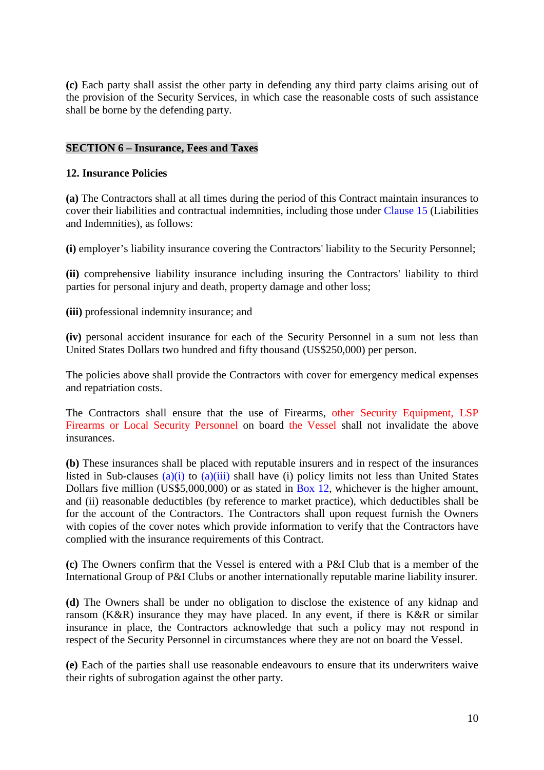**(c)** Each party shall assist the other party in defending any third party claims arising out of the provision of the Security Services, in which case the reasonable costs of such assistance shall be borne by the defending party.

## SECTION 6 – Insurance, Fees and Taxes

### 12. Insurance Policies

**(a)** The Contractors shall at all times during the period of this Contract maintain insurances to cover their liabilities and contractual indemnities, including those under Clause 15 (Liabilities and Indemnities), as follows:

**(i)** employer's liability insurance covering the Contractors' liability to the Security Personnel;

**(ii)** comprehensive liability insurance including insuring the Contractors' liability to third parties for personal injury and death, property damage and other loss;

**(iii)** professional indemnity insurance; and

**(iv)** personal accident insurance for each of the Security Personnel in a sum not less than United States Dollars two hundred and fifty thousand (US$250,000) per person.

The policies above shall provide the Contractors with cover for emergency medical expenses and repatriation costs.

The Contractors shall ensure that the use of Firearms, other Security Equipment, LSP Firearms or Local Security Personnel on board the Vessel shall not invalidate the above insurances.

**(b)** These insurances shall be placed with reputable insurers and in respect of the insurances listed in Sub-clauses (a)(i) to (a)(iii) shall have (i) policy limits not less than United States Dollars five million (US$5,000,000) or as stated in Box 12, whichever is the higher amount, and (ii) reasonable deductibles (by reference to market practice), which deductibles shall be for the account of the Contractors. The Contractors shall upon request furnish the Owners with copies of the cover notes which provide information to verify that the Contractors have complied with the insurance requirements of this Contract.

**(c)** The Owners confirm that the Vessel is entered with a P&I Club that is a member of the International Group of P&I Clubs or another internationally reputable marine liability insurer.

**(d)** The Owners shall be under no obligation to disclose the existence of any kidnap and ransom (K&R) insurance they may have placed. In any event, if there is K&R or similar insurance in place, the Contractors acknowledge that such a policy may not respond in respect of the Security Personnel in circumstances where they are not on board the Vessel.

**(e)** Each of the parties shall use reasonable endeavours to ensure that its underwriters waive their rights of subrogation against the other party.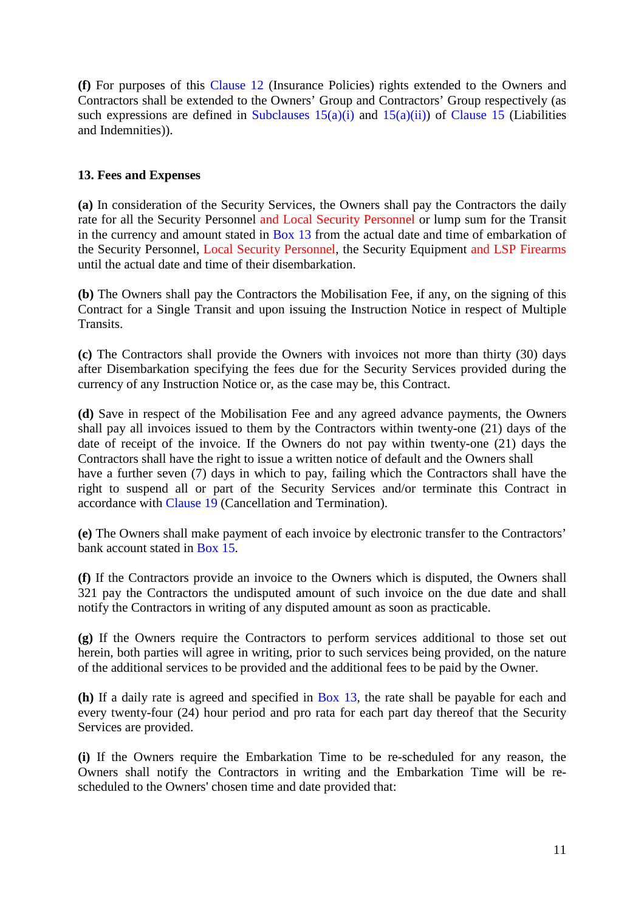**(f)** For purposes of this Clause 12 (Insurance Policies) rights extended to the Owners and Contractors shall be extended to the Owners' Group and Contractors' Group respectively (as such expressions are defined in Subclauses 15(a)(i) and 15(a)(ii)) of Clause 15 (Liabilities and Indemnities)).

**13. Fees and Expenses**

**(a)** In consideration of the Security Services, the Owners shall pay the Contractors the daily rate for all the Security Personnel and Local Security Personnel or lump sum for the Transit in the currency and amount stated in Box 13 from the actual date and time of embarkation of the Security Personnel, Local Security Personnel, the Security Equipment and LSP Firearms until the actual date and time of their disembarkation.

**(b)** The Owners shall pay the Contractors the Mobilisation Fee, if any, on the signing of this Contract for a Single Transit and upon issuing the Instruction Notice in respect of Multiple Transits.

**(c)** The Contractors shall provide the Owners with invoices not more than thirty (30) days after Disembarkation specifying the fees due for the Security Services provided during the currency of any Instruction Notice or, as the case may be, this Contract.

**(d)** Save in respect of the Mobilisation Fee and any agreed advance payments, the Owners shall pay all invoices issued to them by the Contractors within twenty-one (21) days of the date of receipt of the invoice. If the Owners do not pay within twenty-one (21) days the Contractors shall have the right to issue a written notice of default and the Owners shall have a further seven (7) days in which to pay, failing which the Contractors shall have the right to suspend all or part of the Security Services and/or terminate this Contract in accordance with Clause 19 (Cancellation and Termination).

**(e)** The Owners shall make payment of each invoice by electronic transfer to the Contractors' bank account stated in Box 15.

**(f)** If the Contractors provide an invoice to the Owners which is disputed, the Owners shall 321 pay the Contractors the undisputed amount of such invoice on the due date and shall notify the Contractors in writing of any disputed amount as soon as practicable.

**(g)** If the Owners require the Contractors to perform services additional to those set out herein, both parties will agree in writing, prior to such services being provided, on the nature of the additional services to be provided and the additional fees to be paid by the Owner.

**(h)** If a daily rate is agreed and specified in Box 13, the rate shall be payable for each and every twenty-four (24) hour period and pro rata for each part day thereof that the Security Services are provided.

**(i)** If the Owners require the Embarkation Time to be re-scheduled for any reason, the Owners shall notify the Contractors in writing and the Embarkation Time will be re-scheduled to the Owners' chosen time and date provided that: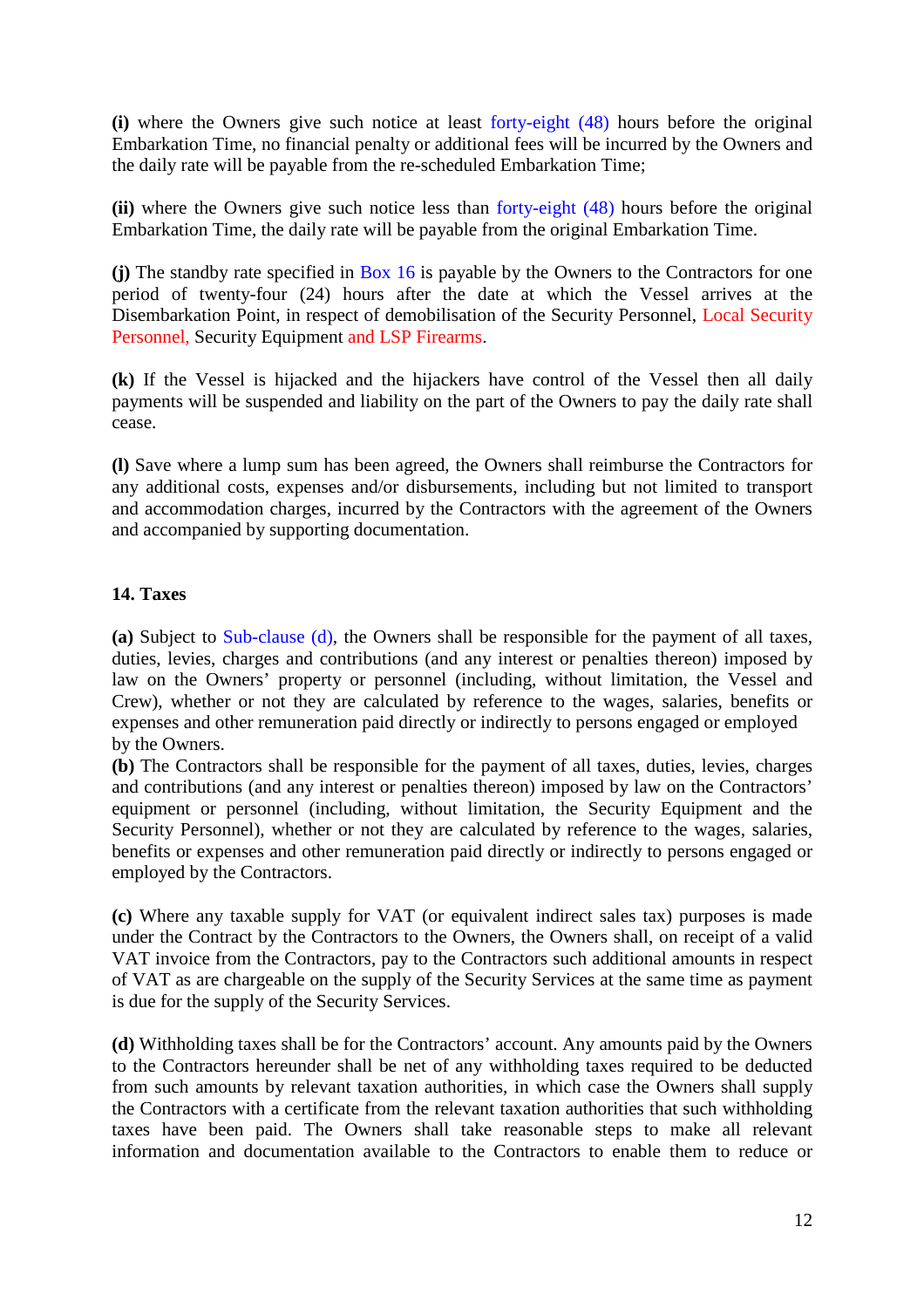**(i)** where the Owners give such notice at least forty-eight (48) hours before the original Embarkation Time, no financial penalty or additional fees will be incurred by the Owners and the daily rate will be payable from the re-scheduled Embarkation Time;

**(ii)** where the Owners give such notice less than forty-eight (48) hours before the original Embarkation Time, the daily rate will be payable from the original Embarkation Time.

**(j)** The standby rate specified in Box 16 is payable by the Owners to the Contractors for one period of twenty-four (24) hours after the date at which the Vessel arrives at the Disembarkation Point, in respect of demobilisation of the Security Personnel, Local Security Personnel, Security Equipment and LSP Firearms.

**(k)** If the Vessel is hijacked and the hijackers have control of the Vessel then all daily payments will be suspended and liability on the part of the Owners to pay the daily rate shall cease.

**(l)** Save where a lump sum has been agreed, the Owners shall reimburse the Contractors for any additional costs, expenses and/or disbursements, including but not limited to transport and accommodation charges, incurred by the Contractors with the agreement of the Owners and accompanied by supporting documentation.

## 14. Taxes

**(a)** Subject to Sub-clause (d), the Owners shall be responsible for the payment of all taxes, duties, levies, charges and contributions (and any interest or penalties thereon) imposed by law on the Owners' property or personnel (including, without limitation, the Vessel and Crew), whether or not they are calculated by reference to the wages, salaries, benefits or expenses and other remuneration paid directly or indirectly to persons engaged or employed by the Owners.

**(b)** The Contractors shall be responsible for the payment of all taxes, duties, levies, charges and contributions (and any interest or penalties thereon) imposed by law on the Contractors' equipment or personnel (including, without limitation, the Security Equipment and the Security Personnel), whether or not they are calculated by reference to the wages, salaries, benefits or expenses and other remuneration paid directly or indirectly to persons engaged or employed by the Contractors.

**(c)** Where any taxable supply for VAT (or equivalent indirect sales tax) purposes is made under the Contract by the Contractors to the Owners, the Owners shall, on receipt of a valid VAT invoice from the Contractors, pay to the Contractors such additional amounts in respect of VAT as are chargeable on the supply of the Security Services at the same time as payment is due for the supply of the Security Services.

**(d)** Withholding taxes shall be for the Contractors' account. Any amounts paid by the Owners to the Contractors hereunder shall be net of any withholding taxes required to be deducted from such amounts by relevant taxation authorities, in which case the Owners shall supply the Contractors with a certificate from the relevant taxation authorities that such withholding taxes have been paid. The Owners shall take reasonable steps to make all relevant information and documentation available to the Contractors to enable them to reduce or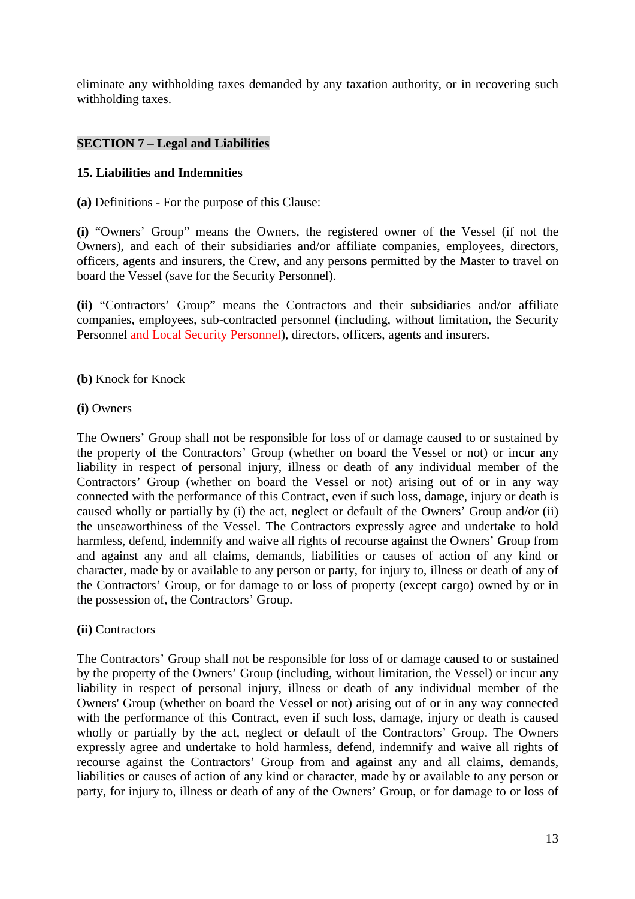eliminate any withholding taxes demanded by any taxation authority, or in recovering such withholding taxes.

## SECTION 7 – Legal and Liabilities

### 15. Liabilities and Indemnities

**(a)** Definitions - For the purpose of this Clause:

**(i)** "Owners' Group" means the Owners, the registered owner of the Vessel (if not the Owners), and each of their subsidiaries and/or affiliate companies, employees, directors, officers, agents and insurers, the Crew, and any persons permitted by the Master to travel on board the Vessel (save for the Security Personnel).

**(ii)** "Contractors' Group" means the Contractors and their subsidiaries and/or affiliate companies, employees, sub-contracted personnel (including, without limitation, the Security Personnel and Local Security Personnel), directors, officers, agents and insurers.

**(b)** Knock for Knock

**(i)** Owners

The Owners' Group shall not be responsible for loss of or damage caused to or sustained by the property of the Contractors' Group (whether on board the Vessel or not) or incur any liability in respect of personal injury, illness or death of any individual member of the Contractors' Group (whether on board the Vessel or not) arising out of or in any way connected with the performance of this Contract, even if such loss, damage, injury or death is caused wholly or partially by (i) the act, neglect or default of the Owners' Group and/or (ii) the unseaworthiness of the Vessel. The Contractors expressly agree and undertake to hold harmless, defend, indemnify and waive all rights of recourse against the Owners' Group from and against any and all claims, demands, liabilities or causes of action of any kind or character, made by or available to any person or party, for injury to, illness or death of any of the Contractors' Group, or for damage to or loss of property (except cargo) owned by or in the possession of, the Contractors' Group.

**(ii)** Contractors

The Contractors' Group shall not be responsible for loss of or damage caused to or sustained by the property of the Owners' Group (including, without limitation, the Vessel) or incur any liability in respect of personal injury, illness or death of any individual member of the Owners' Group (whether on board the Vessel or not) arising out of or in any way connected with the performance of this Contract, even if such loss, damage, injury or death is caused wholly or partially by the act, neglect or default of the Contractors' Group. The Owners expressly agree and undertake to hold harmless, defend, indemnify and waive all rights of recourse against the Contractors' Group from and against any and all claims, demands, liabilities or causes of action of any kind or character, made by or available to any person or party, for injury to, illness or death of any of the Owners' Group, or for damage to or loss of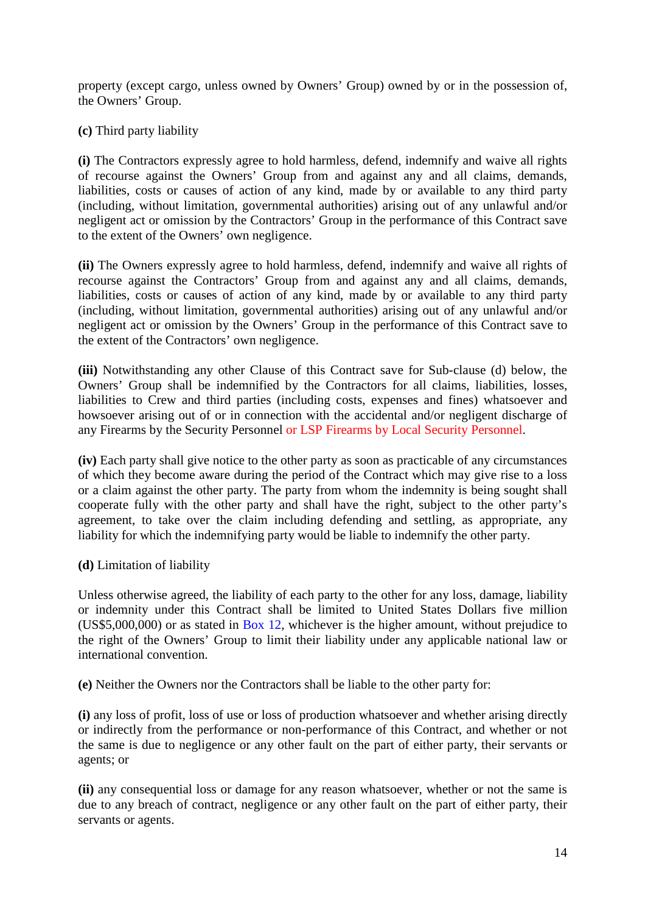property (except cargo, unless owned by Owners' Group) owned by or in the possession of, the Owners' Group.

**(c)** Third party liability

**(i)** The Contractors expressly agree to hold harmless, defend, indemnify and waive all rights of recourse against the Owners' Group from and against any and all claims, demands, liabilities, costs or causes of action of any kind, made by or available to any third party (including, without limitation, governmental authorities) arising out of any unlawful and/or negligent act or omission by the Contractors' Group in the performance of this Contract save to the extent of the Owners' own negligence.

**(ii)** The Owners expressly agree to hold harmless, defend, indemnify and waive all rights of recourse against the Contractors' Group from and against any and all claims, demands, liabilities, costs or causes of action of any kind, made by or available to any third party (including, without limitation, governmental authorities) arising out of any unlawful and/or negligent act or omission by the Owners' Group in the performance of this Contract save to the extent of the Contractors' own negligence.

**(iii)** Notwithstanding any other Clause of this Contract save for Sub-clause (d) below, the Owners' Group shall be indemnified by the Contractors for all claims, liabilities, losses, liabilities to Crew and third parties (including costs, expenses and fines) whatsoever and howsoever arising out of or in connection with the accidental and/or negligent discharge of any Firearms by the Security Personnel or LSP Firearms by Local Security Personnel.

**(iv)** Each party shall give notice to the other party as soon as practicable of any circumstances of which they become aware during the period of the Contract which may give rise to a loss or a claim against the other party. The party from whom the indemnity is being sought shall cooperate fully with the other party and shall have the right, subject to the other party's agreement, to take over the claim including defending and settling, as appropriate, any liability for which the indemnifying party would be liable to indemnify the other party.

**(d)** Limitation of liability

Unless otherwise agreed, the liability of each party to the other for any loss, damage, liability or indemnity under this Contract shall be limited to United States Dollars five million (US$5,000,000) or as stated in Box 12, whichever is the higher amount, without prejudice to the right of the Owners' Group to limit their liability under any applicable national law or international convention.

**(e)** Neither the Owners nor the Contractors shall be liable to the other party for:

**(i)** any loss of profit, loss of use or loss of production whatsoever and whether arising directly or indirectly from the performance or non-performance of this Contract, and whether or not the same is due to negligence or any other fault on the part of either party, their servants or agents; or

**(ii)** any consequential loss or damage for any reason whatsoever, whether or not the same is due to any breach of contract, negligence or any other fault on the part of either party, their servants or agents.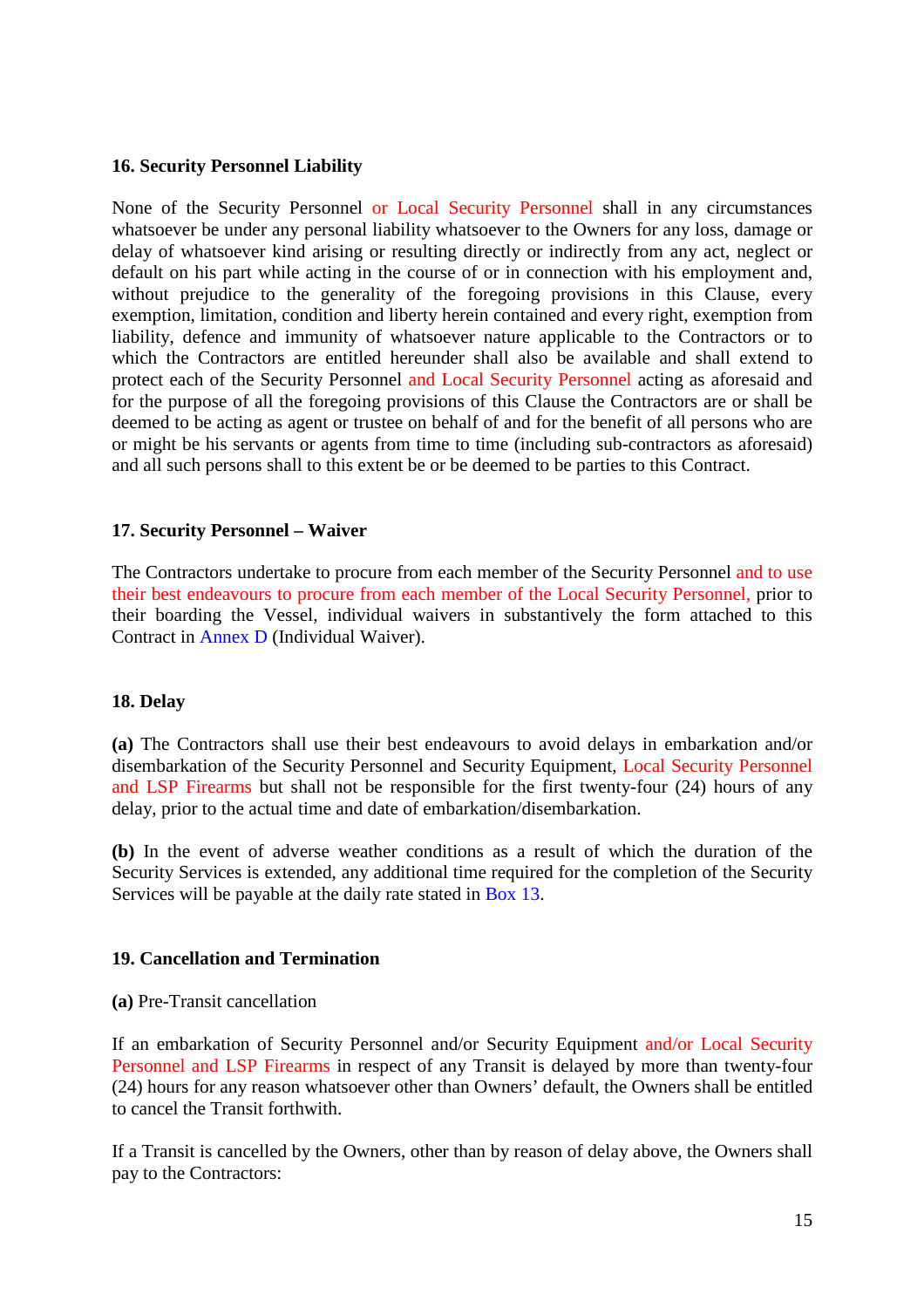**16. Security Personnel Liability**

None of the Security Personnel or Local Security Personnel shall in any circumstances whatsoever be under any personal liability whatsoever to the Owners for any loss, damage or delay of whatsoever kind arising or resulting directly or indirectly from any act, neglect or default on his part while acting in the course of or in connection with his employment and, without prejudice to the generality of the foregoing provisions in this Clause, every exemption, limitation, condition and liberty herein contained and every right, exemption from liability, defence and immunity of whatsoever nature applicable to the Contractors or to which the Contractors are entitled hereunder shall also be available and shall extend to protect each of the Security Personnel and Local Security Personnel acting as aforesaid and for the purpose of all the foregoing provisions of this Clause the Contractors are or shall be deemed to be acting as agent or trustee on behalf of and for the benefit of all persons who are or might be his servants or agents from time to time (including sub-contractors as aforesaid) and all such persons shall to this extent be or be deemed to be parties to this Contract.

**17. Security Personnel – Waiver**

The Contractors undertake to procure from each member of the Security Personnel and to use their best endeavours to procure from each member of the Local Security Personnel, prior to their boarding the Vessel, individual waivers in substantively the form attached to this Contract in Annex D (Individual Waiver).

**18. Delay**

**(a)** The Contractors shall use their best endeavours to avoid delays in embarkation and/or disembarkation of the Security Personnel and Security Equipment, Local Security Personnel and LSP Firearms but shall not be responsible for the first twenty-four (24) hours of any delay, prior to the actual time and date of embarkation/disembarkation.

**(b)** In the event of adverse weather conditions as a result of which the duration of the Security Services is extended, any additional time required for the completion of the Security Services will be payable at the daily rate stated in Box 13.

**19. Cancellation and Termination**

**(a)** Pre-Transit cancellation

If an embarkation of Security Personnel and/or Security Equipment and/or Local Security Personnel and LSP Firearms in respect of any Transit is delayed by more than twenty-four (24) hours for any reason whatsoever other than Owners' default, the Owners shall be entitled to cancel the Transit forthwith.

If a Transit is cancelled by the Owners, other than by reason of delay above, the Owners shall pay to the Contractors: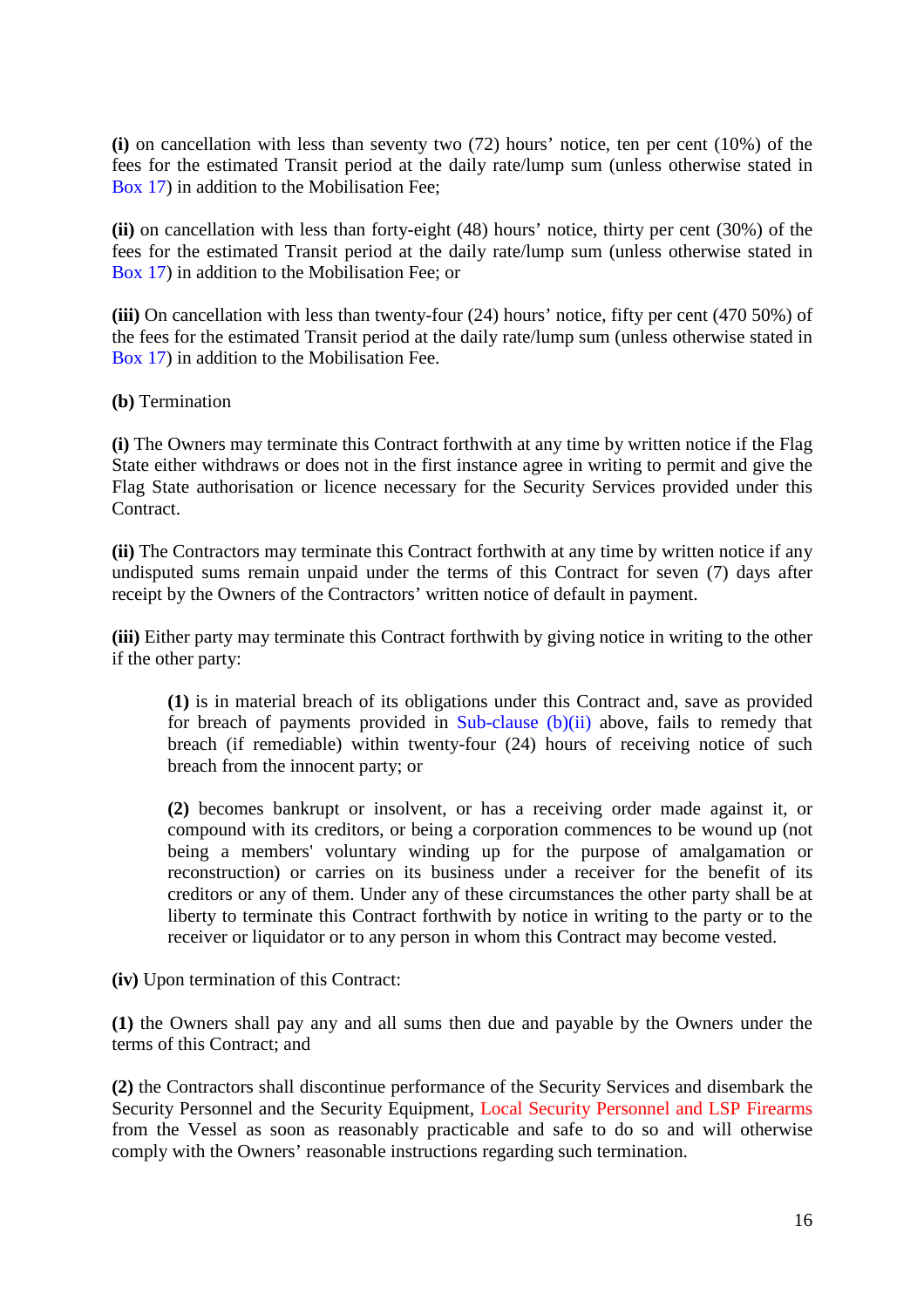**(i)** on cancellation with less than seventy two (72) hours' notice, ten per cent (10%) of the fees for the estimated Transit period at the daily rate/lump sum (unless otherwise stated in Box 17) in addition to the Mobilisation Fee;

**(ii)** on cancellation with less than forty-eight (48) hours' notice, thirty per cent (30%) of the fees for the estimated Transit period at the daily rate/lump sum (unless otherwise stated in Box 17) in addition to the Mobilisation Fee; or

**(iii)** On cancellation with less than twenty-four (24) hours' notice, fifty per cent (470 50%) of the fees for the estimated Transit period at the daily rate/lump sum (unless otherwise stated in Box 17) in addition to the Mobilisation Fee.

**(b)** Termination

**(i)** The Owners may terminate this Contract forthwith at any time by written notice if the Flag State either withdraws or does not in the first instance agree in writing to permit and give the Flag State authorisation or licence necessary for the Security Services provided under this Contract.

**(ii)** The Contractors may terminate this Contract forthwith at any time by written notice if any undisputed sums remain unpaid under the terms of this Contract for seven (7) days after receipt by the Owners of the Contractors' written notice of default in payment.

**(iii)** Either party may terminate this Contract forthwith by giving notice in writing to the other if the other party:

> **(1)** is in material breach of its obligations under this Contract and, save as provided for breach of payments provided in Sub-clause (b)(ii) above, fails to remedy that breach (if remediable) within twenty-four (24) hours of receiving notice of such breach from the innocent party; or
>
> **(2)** becomes bankrupt or insolvent, or has a receiving order made against it, or compound with its creditors, or being a corporation commences to be wound up (not being a members' voluntary winding up for the purpose of amalgamation or reconstruction) or carries on its business under a receiver for the benefit of its creditors or any of them. Under any of these circumstances the other party shall be at liberty to terminate this Contract forthwith by notice in writing to the party or to the receiver or liquidator or to any person in whom this Contract may become vested.

**(iv)** Upon termination of this Contract:

**(1)** the Owners shall pay any and all sums then due and payable by the Owners under the terms of this Contract; and

**(2)** the Contractors shall discontinue performance of the Security Services and disembark the Security Personnel and the Security Equipment, Local Security Personnel and LSP Firearms from the Vessel as soon as reasonably practicable and safe to do so and will otherwise comply with the Owners' reasonable instructions regarding such termination.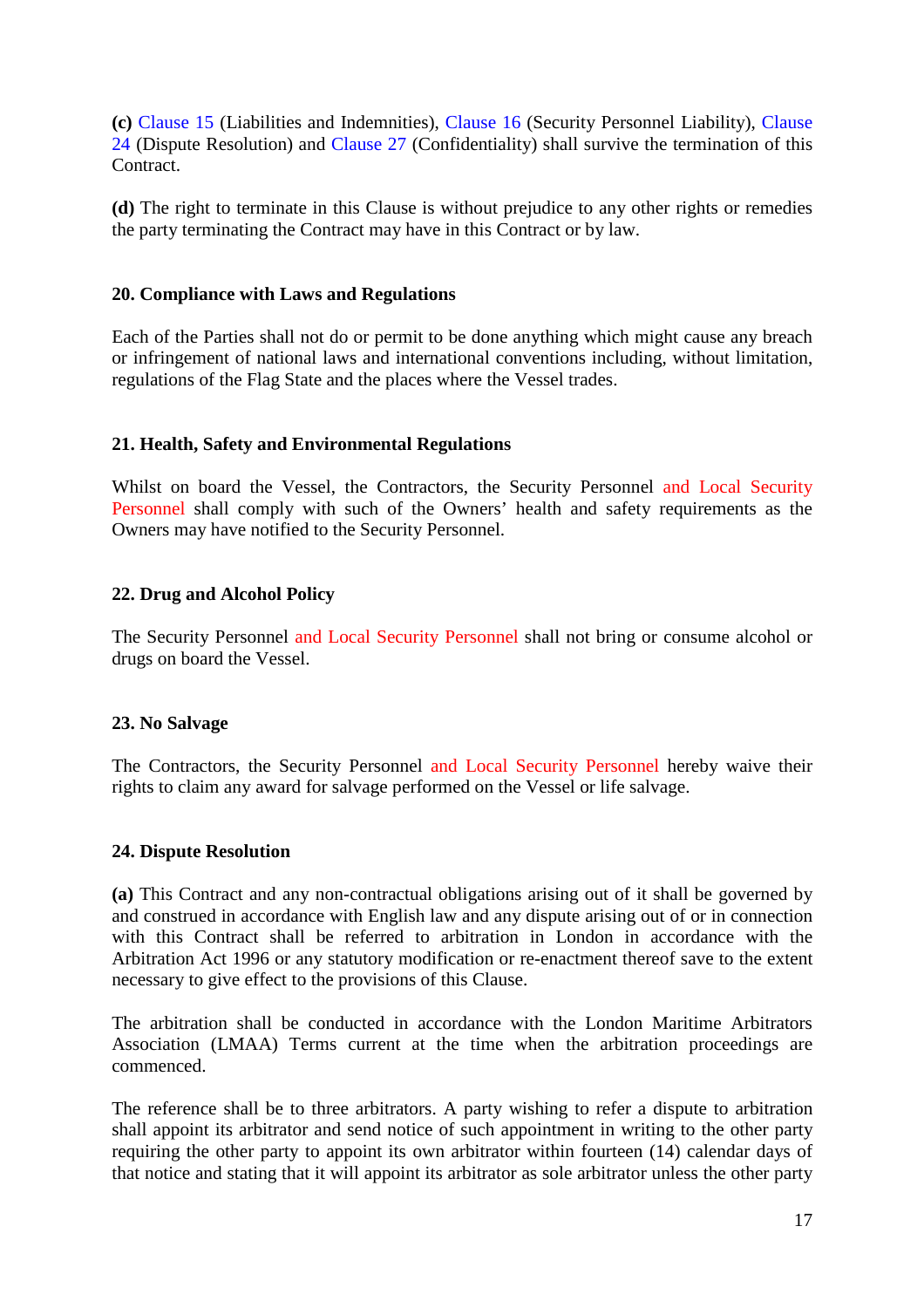**(c)** Clause 15 (Liabilities and Indemnities), Clause 16 (Security Personnel Liability), Clause 24 (Dispute Resolution) and Clause 27 (Confidentiality) shall survive the termination of this Contract.

**(d)** The right to terminate in this Clause is without prejudice to any other rights or remedies the party terminating the Contract may have in this Contract or by law.

## 20. Compliance with Laws and Regulations

Each of the Parties shall not do or permit to be done anything which might cause any breach or infringement of national laws and international conventions including, without limitation, regulations of the Flag State and the places where the Vessel trades.

## 21. Health, Safety and Environmental Regulations

Whilst on board the Vessel, the Contractors, the Security Personnel and Local Security Personnel shall comply with such of the Owners' health and safety requirements as the Owners may have notified to the Security Personnel.

## 22. Drug and Alcohol Policy

The Security Personnel and Local Security Personnel shall not bring or consume alcohol or drugs on board the Vessel.

## 23. No Salvage

The Contractors, the Security Personnel and Local Security Personnel hereby waive their rights to claim any award for salvage performed on the Vessel or life salvage.

## 24. Dispute Resolution

**(a)** This Contract and any non-contractual obligations arising out of it shall be governed by and construed in accordance with English law and any dispute arising out of or in connection with this Contract shall be referred to arbitration in London in accordance with the Arbitration Act 1996 or any statutory modification or re-enactment thereof save to the extent necessary to give effect to the provisions of this Clause.

The arbitration shall be conducted in accordance with the London Maritime Arbitrators Association (LMAA) Terms current at the time when the arbitration proceedings are commenced.

The reference shall be to three arbitrators. A party wishing to refer a dispute to arbitration shall appoint its arbitrator and send notice of such appointment in writing to the other party requiring the other party to appoint its own arbitrator within fourteen (14) calendar days of that notice and stating that it will appoint its arbitrator as sole arbitrator unless the other party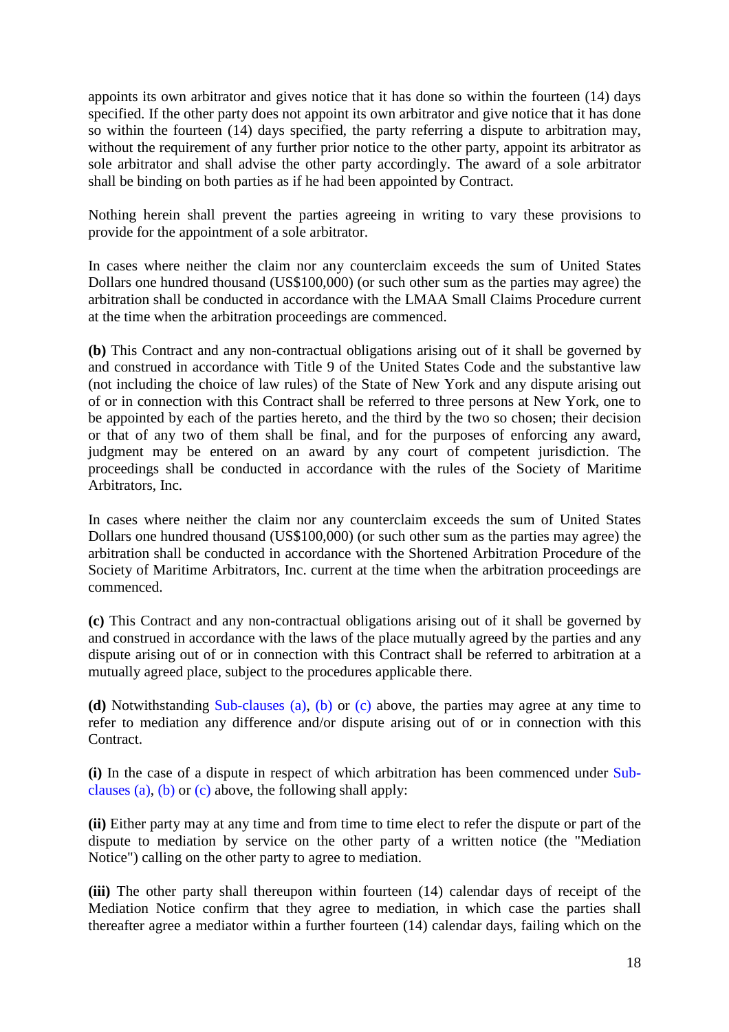appoints its own arbitrator and gives notice that it has done so within the fourteen (14) days specified. If the other party does not appoint its own arbitrator and give notice that it has done so within the fourteen (14) days specified, the party referring a dispute to arbitration may, without the requirement of any further prior notice to the other party, appoint its arbitrator as sole arbitrator and shall advise the other party accordingly. The award of a sole arbitrator shall be binding on both parties as if he had been appointed by Contract.

Nothing herein shall prevent the parties agreeing in writing to vary these provisions to provide for the appointment of a sole arbitrator.

In cases where neither the claim nor any counterclaim exceeds the sum of United States Dollars one hundred thousand (US$100,000) (or such other sum as the parties may agree) the arbitration shall be conducted in accordance with the LMAA Small Claims Procedure current at the time when the arbitration proceedings are commenced.

**(b)** This Contract and any non-contractual obligations arising out of it shall be governed by and construed in accordance with Title 9 of the United States Code and the substantive law (not including the choice of law rules) of the State of New York and any dispute arising out of or in connection with this Contract shall be referred to three persons at New York, one to be appointed by each of the parties hereto, and the third by the two so chosen; their decision or that of any two of them shall be final, and for the purposes of enforcing any award, judgment may be entered on an award by any court of competent jurisdiction. The proceedings shall be conducted in accordance with the rules of the Society of Maritime Arbitrators, Inc.

In cases where neither the claim nor any counterclaim exceeds the sum of United States Dollars one hundred thousand (US$100,000) (or such other sum as the parties may agree) the arbitration shall be conducted in accordance with the Shortened Arbitration Procedure of the Society of Maritime Arbitrators, Inc. current at the time when the arbitration proceedings are commenced.

**(c)** This Contract and any non-contractual obligations arising out of it shall be governed by and construed in accordance with the laws of the place mutually agreed by the parties and any dispute arising out of or in connection with this Contract shall be referred to arbitration at a mutually agreed place, subject to the procedures applicable there.

**(d)** Notwithstanding Sub-clauses (a), (b) or (c) above, the parties may agree at any time to refer to mediation any difference and/or dispute arising out of or in connection with this Contract.

**(i)** In the case of a dispute in respect of which arbitration has been commenced under Sub-clauses (a), (b) or (c) above, the following shall apply:

**(ii)** Either party may at any time and from time to time elect to refer the dispute or part of the dispute to mediation by service on the other party of a written notice (the "Mediation Notice") calling on the other party to agree to mediation.

**(iii)** The other party shall thereupon within fourteen (14) calendar days of receipt of the Mediation Notice confirm that they agree to mediation, in which case the parties shall thereafter agree a mediator within a further fourteen (14) calendar days, failing which on the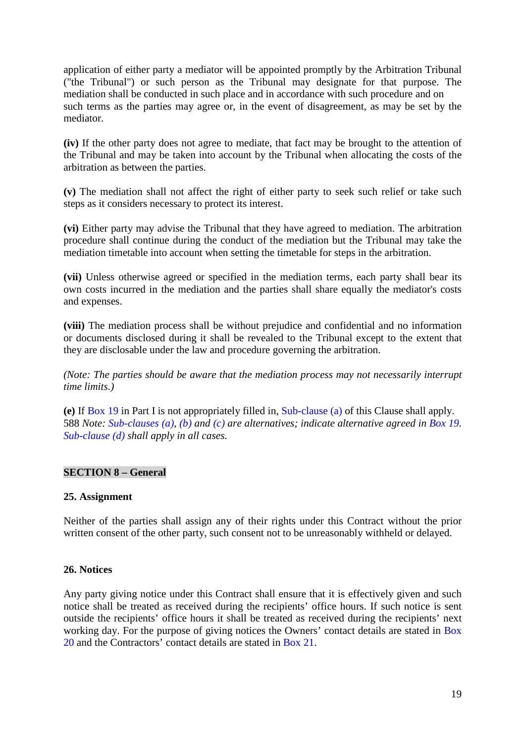application of either party a mediator will be appointed promptly by the Arbitration Tribunal ("the Tribunal") or such person as the Tribunal may designate for that purpose. The mediation shall be conducted in such place and in accordance with such procedure and on such terms as the parties may agree or, in the event of disagreement, as may be set by the mediator.

**(iv)** If the other party does not agree to mediate, that fact may be brought to the attention of the Tribunal and may be taken into account by the Tribunal when allocating the costs of the arbitration as between the parties.

**(v)** The mediation shall not affect the right of either party to seek such relief or take such steps as it considers necessary to protect its interest.

**(vi)** Either party may advise the Tribunal that they have agreed to mediation. The arbitration procedure shall continue during the conduct of the mediation but the Tribunal may take the mediation timetable into account when setting the timetable for steps in the arbitration.

**(vii)** Unless otherwise agreed or specified in the mediation terms, each party shall bear its own costs incurred in the mediation and the parties shall share equally the mediator's costs and expenses.

**(viii)** The mediation process shall be without prejudice and confidential and no information or documents disclosed during it shall be revealed to the Tribunal except to the extent that they are disclosable under the law and procedure governing the arbitration.

*(Note: The parties should be aware that the mediation process may not necessarily interrupt time limits.)*

**(e)** If Box 19 in Part I is not appropriately filled in, Sub-clause (a) of this Clause shall apply. 588 *Note: Sub-clauses (a), (b) and (c) are alternatives; indicate alternative agreed in Box 19. Sub-clause (d) shall apply in all cases.*

## SECTION 8 – General

### 25. Assignment

Neither of the parties shall assign any of their rights under this Contract without the prior written consent of the other party, such consent not to be unreasonably withheld or delayed.

### 26. Notices

Any party giving notice under this Contract shall ensure that it is effectively given and such notice shall be treated as received during the recipients' office hours. If such notice is sent outside the recipients' office hours it shall be treated as received during the recipients' next working day. For the purpose of giving notices the Owners' contact details are stated in Box 20 and the Contractors' contact details are stated in Box 21.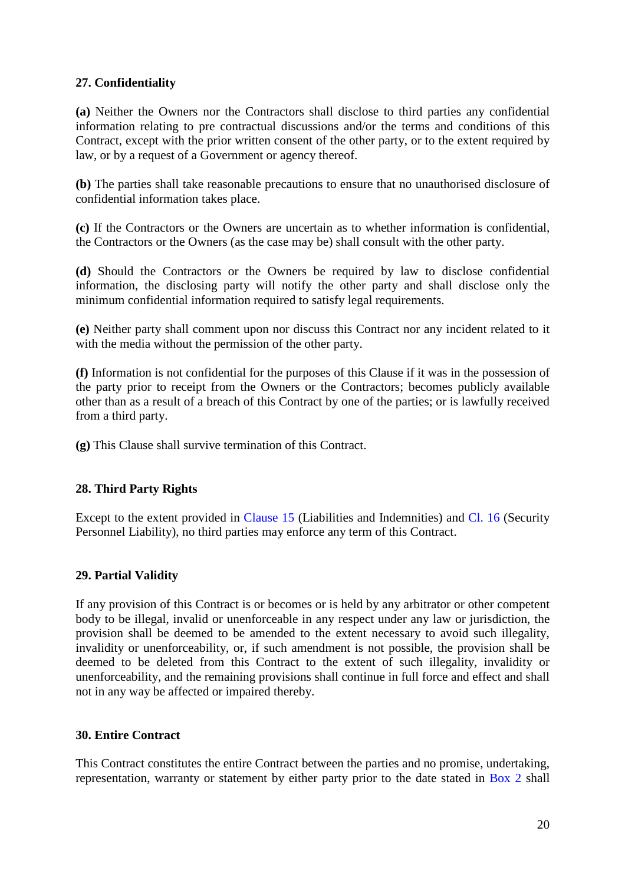### 27. Confidentiality

**(a)** Neither the Owners nor the Contractors shall disclose to third parties any confidential information relating to pre contractual discussions and/or the terms and conditions of this Contract, except with the prior written consent of the other party, or to the extent required by law, or by a request of a Government or agency thereof.

**(b)** The parties shall take reasonable precautions to ensure that no unauthorised disclosure of confidential information takes place.

**(c)** If the Contractors or the Owners are uncertain as to whether information is confidential, the Contractors or the Owners (as the case may be) shall consult with the other party.

**(d)** Should the Contractors or the Owners be required by law to disclose confidential information, the disclosing party will notify the other party and shall disclose only the minimum confidential information required to satisfy legal requirements.

**(e)** Neither party shall comment upon nor discuss this Contract nor any incident related to it with the media without the permission of the other party.

**(f)** Information is not confidential for the purposes of this Clause if it was in the possession of the party prior to receipt from the Owners or the Contractors; becomes publicly available other than as a result of a breach of this Contract by one of the parties; or is lawfully received from a third party.

**(g)** This Clause shall survive termination of this Contract.

### 28. Third Party Rights

Except to the extent provided in Clause 15 (Liabilities and Indemnities) and Cl. 16 (Security Personnel Liability), no third parties may enforce any term of this Contract.

### 29. Partial Validity

If any provision of this Contract is or becomes or is held by any arbitrator or other competent body to be illegal, invalid or unenforceable in any respect under any law or jurisdiction, the provision shall be deemed to be amended to the extent necessary to avoid such illegality, invalidity or unenforceability, or, if such amendment is not possible, the provision shall be deemed to be deleted from this Contract to the extent of such illegality, invalidity or unenforceability, and the remaining provisions shall continue in full force and effect and shall not in any way be affected or impaired thereby.

### 30. Entire Contract

This Contract constitutes the entire Contract between the parties and no promise, undertaking, representation, warranty or statement by either party prior to the date stated in Box 2 shall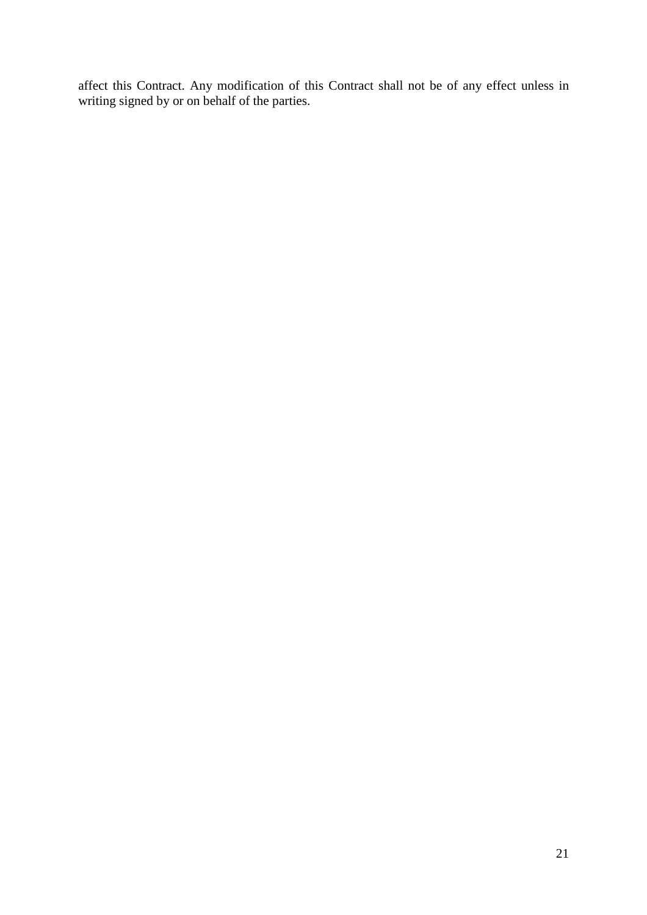affect this Contract. Any modification of this Contract shall not be of any effect unless in writing signed by or on behalf of the parties.